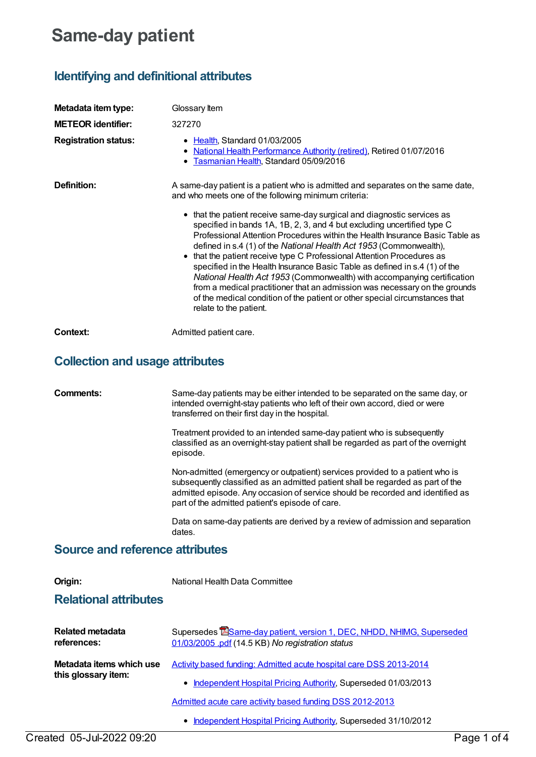# Same-day patient

## Identifying and definitional attributes

| | |
|---|---|
| **Metadata item type:** | Glossary Item |
| **METEOR identifier:** | 327270 |
| **Registration status:** | • Health, Standard 01/03/2005<br>• National Health Performance Authority (retired), Retired 01/07/2016<br>• Tasmanian Health, Standard 05/09/2016 |
| **Definition:** | A same-day patient is a patient who is admitted and separates on the same date, and who meets one of the following minimum criteria:<br><br>• that the patient receive same-day surgical and diagnostic services as specified in bands 1A, 1B, 2, 3, and 4 but excluding uncertified type C Professional Attention Procedures within the Health Insurance Basic Table as defined in s.4 (1) of the *National Health Act 1953* (Commonwealth),<br>• that the patient receive type C Professional Attention Procedures as specified in the Health Insurance Basic Table as defined in s.4 (1) of the *National Health Act 1953* (Commonwealth) with accompanying certification from a medical practitioner that an admission was necessary on the grounds of the medical condition of the patient or other special circumstances that relate to the patient. |
| **Context:** | Admitted patient care. |

## Collection and usage attributes

| | |
|---|---|
| **Comments:** | Same-day patients may be either intended to be separated on the same day, or intended overnight-stay patients who left of their own accord, died or were transferred on their first day in the hospital.<br><br>Treatment provided to an intended same-day patient who is subsequently classified as an overnight-stay patient shall be regarded as part of the overnight episode.<br><br>Non-admitted (emergency or outpatient) services provided to a patient who is subsequently classified as an admitted patient shall be regarded as part of the admitted episode. Any occasion of service should be recorded and identified as part of the admitted patient's episode of care.<br><br>Data on same-day patients are derived by a review of admission and separation dates. |

## Source and reference attributes

| | |
|---|---|
| **Origin:** | National Health Data Committee |

## Relational attributes

| | |
|---|---|
| **Related metadata references:** | Supersedes Same-day patient, version 1, DEC, NHDD, NHIMG, Superseded 01/03/2005 .pdf (14.5 KB) *No registration status* |
| **Metadata items which use this glossary item:** | Activity based funding: Admitted acute hospital care DSS 2013-2014<br>• Independent Hospital Pricing Authority, Superseded 01/03/2013<br><br>Admitted acute care activity based funding DSS 2012-2013<br>• Independent Hospital Pricing Authority, Superseded 31/10/2012 |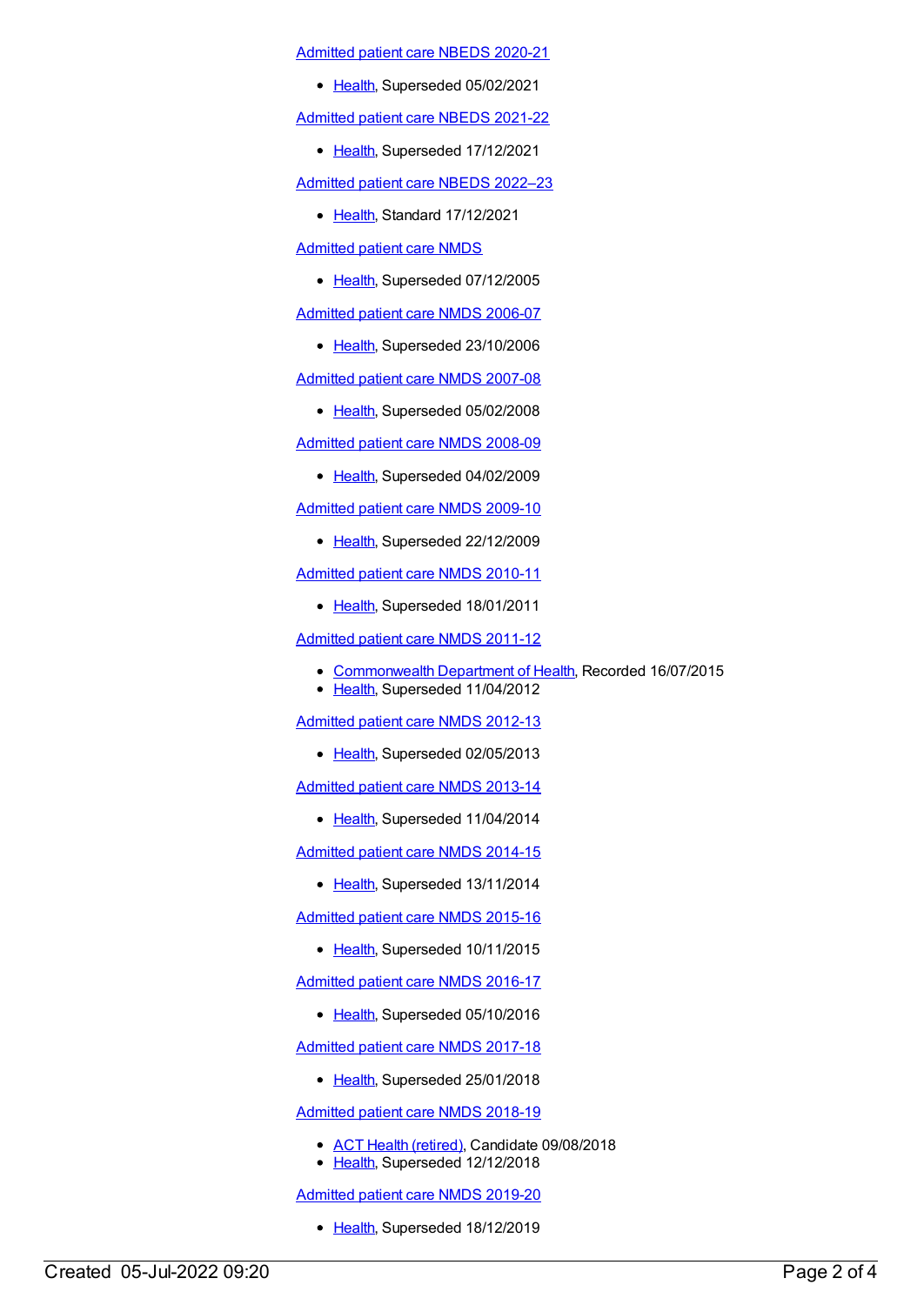Admitted patient care NBEDS 2020-21

- Health, Superseded 05/02/2021

Admitted patient care NBEDS 2021-22

- Health, Superseded 17/12/2021

Admitted patient care NBEDS 2022–23

- Health, Standard 17/12/2021

Admitted patient care NMDS

- Health, Superseded 07/12/2005

Admitted patient care NMDS 2006-07

- Health, Superseded 23/10/2006

Admitted patient care NMDS 2007-08

- Health, Superseded 05/02/2008

Admitted patient care NMDS 2008-09

- Health, Superseded 04/02/2009

Admitted patient care NMDS 2009-10

- Health, Superseded 22/12/2009

Admitted patient care NMDS 2010-11

- Health, Superseded 18/01/2011

Admitted patient care NMDS 2011-12

- Commonwealth Department of Health, Recorded 16/07/2015
- Health, Superseded 11/04/2012

Admitted patient care NMDS 2012-13

- Health, Superseded 02/05/2013

Admitted patient care NMDS 2013-14

- Health, Superseded 11/04/2014

Admitted patient care NMDS 2014-15

- Health, Superseded 13/11/2014

Admitted patient care NMDS 2015-16

- Health, Superseded 10/11/2015

Admitted patient care NMDS 2016-17

- Health, Superseded 05/10/2016

Admitted patient care NMDS 2017-18

- Health, Superseded 25/01/2018

Admitted patient care NMDS 2018-19

- ACT Health (retired), Candidate 09/08/2018
- Health, Superseded 12/12/2018

Admitted patient care NMDS 2019-20

- Health, Superseded 18/12/2019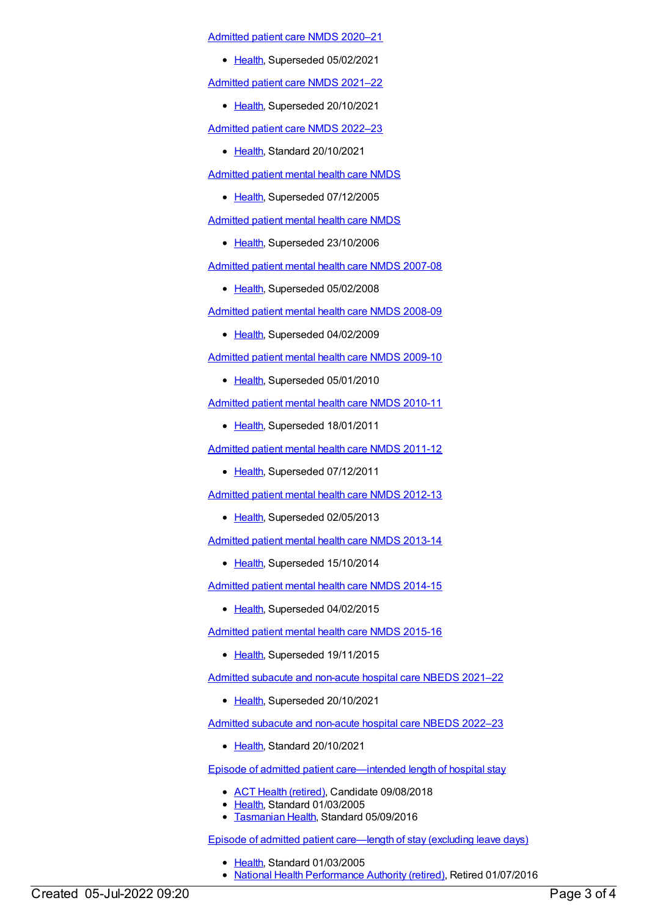Admitted patient care NMDS 2020–21

- Health, Superseded 05/02/2021

Admitted patient care NMDS 2021–22

- Health, Superseded 20/10/2021

Admitted patient care NMDS 2022–23

- Health, Standard 20/10/2021

Admitted patient mental health care NMDS

- Health, Superseded 07/12/2005

Admitted patient mental health care NMDS

- Health, Superseded 23/10/2006

Admitted patient mental health care NMDS 2007-08

- Health, Superseded 05/02/2008

Admitted patient mental health care NMDS 2008-09

- Health, Superseded 04/02/2009

Admitted patient mental health care NMDS 2009-10

- Health, Superseded 05/01/2010

Admitted patient mental health care NMDS 2010-11

- Health, Superseded 18/01/2011

Admitted patient mental health care NMDS 2011-12

- Health, Superseded 07/12/2011

Admitted patient mental health care NMDS 2012-13

- Health, Superseded 02/05/2013

Admitted patient mental health care NMDS 2013-14

- Health, Superseded 15/10/2014

Admitted patient mental health care NMDS 2014-15

- Health, Superseded 04/02/2015

Admitted patient mental health care NMDS 2015-16

- Health, Superseded 19/11/2015

Admitted subacute and non-acute hospital care NBEDS 2021–22

- Health, Superseded 20/10/2021

Admitted subacute and non-acute hospital care NBEDS 2022–23

- Health, Standard 20/10/2021

Episode of admitted patient care—intended length of hospital stay

- ACT Health (retired), Candidate 09/08/2018
- Health, Standard 01/03/2005
- Tasmanian Health, Standard 05/09/2016

Episode of admitted patient care—length of stay (excluding leave days)

- Health, Standard 01/03/2005
- National Health Performance Authority (retired), Retired 01/07/2016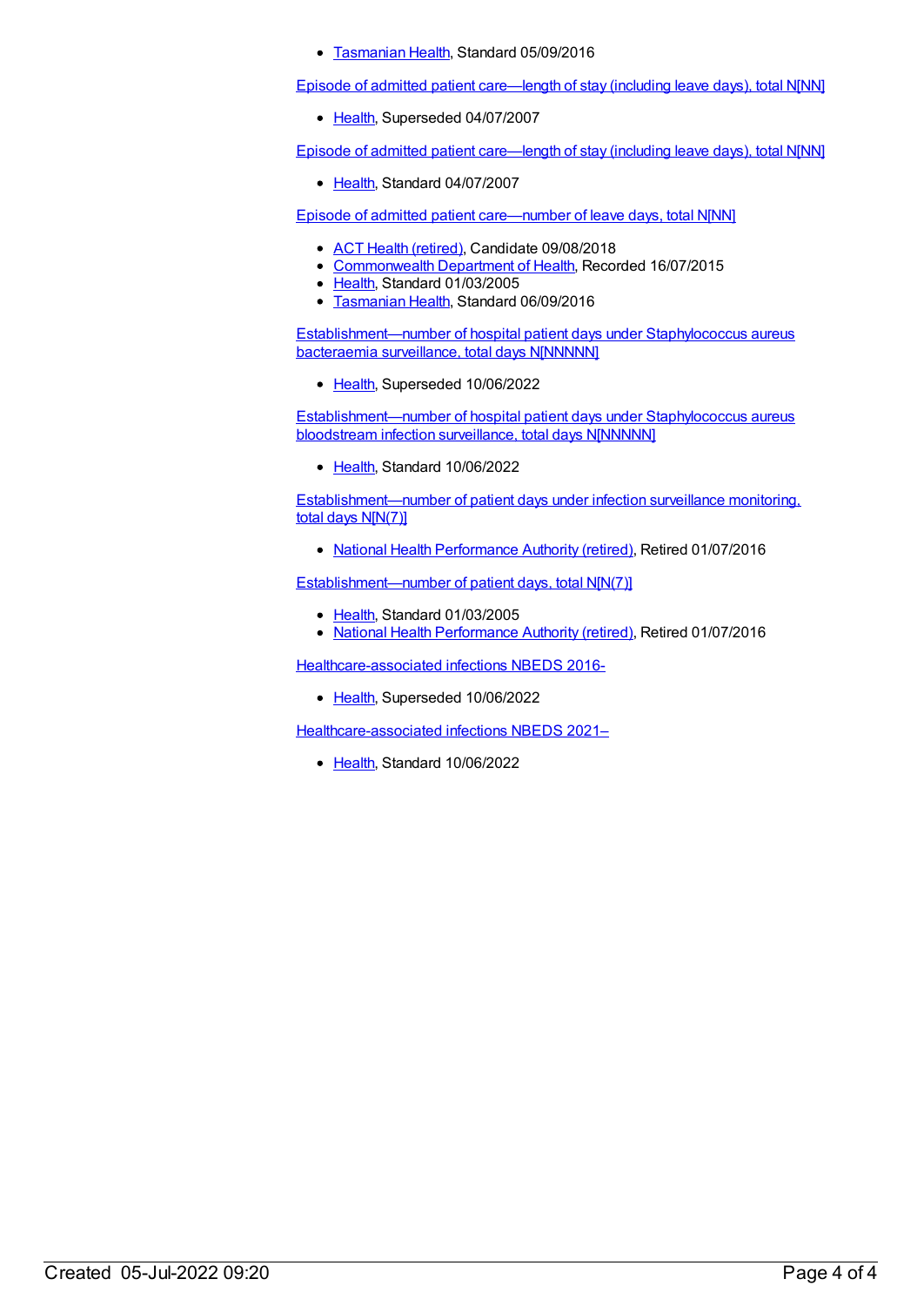- Tasmanian Health, Standard 05/09/2016

Episode of admitted patient care—length of stay (including leave days), total N[NN]

- Health, Superseded 04/07/2007

Episode of admitted patient care—length of stay (including leave days), total N[NN]

- Health, Standard 04/07/2007

Episode of admitted patient care—number of leave days, total N[NN]

- ACT Health (retired), Candidate 09/08/2018
- Commonwealth Department of Health, Recorded 16/07/2015
- Health, Standard 01/03/2005
- Tasmanian Health, Standard 06/09/2016

Establishment—number of hospital patient days under Staphylococcus aureus bacteraemia surveillance, total days N[NNNNN]

- Health, Superseded 10/06/2022

Establishment—number of hospital patient days under Staphylococcus aureus bloodstream infection surveillance, total days N[NNNNN]

- Health, Standard 10/06/2022

Establishment—number of patient days under infection surveillance monitoring, total days N[N(7)]

- National Health Performance Authority (retired), Retired 01/07/2016

Establishment—number of patient days, total N[N(7)]

- Health, Standard 01/03/2005
- National Health Performance Authority (retired), Retired 01/07/2016

Healthcare-associated infections NBEDS 2016-

- Health, Superseded 10/06/2022

Healthcare-associated infections NBEDS 2021–

- Health, Standard 10/06/2022